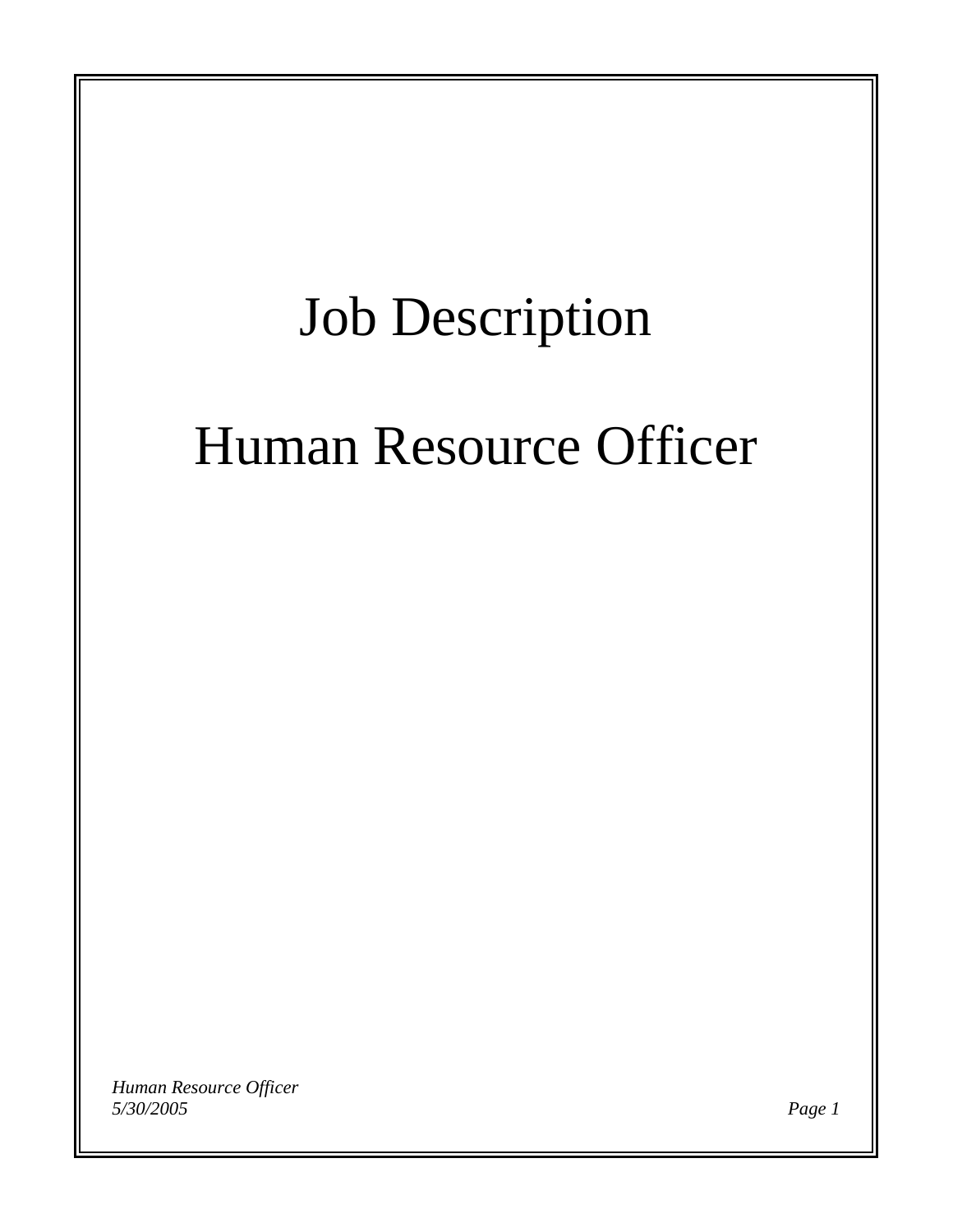# Job Description

# Human Resource Officer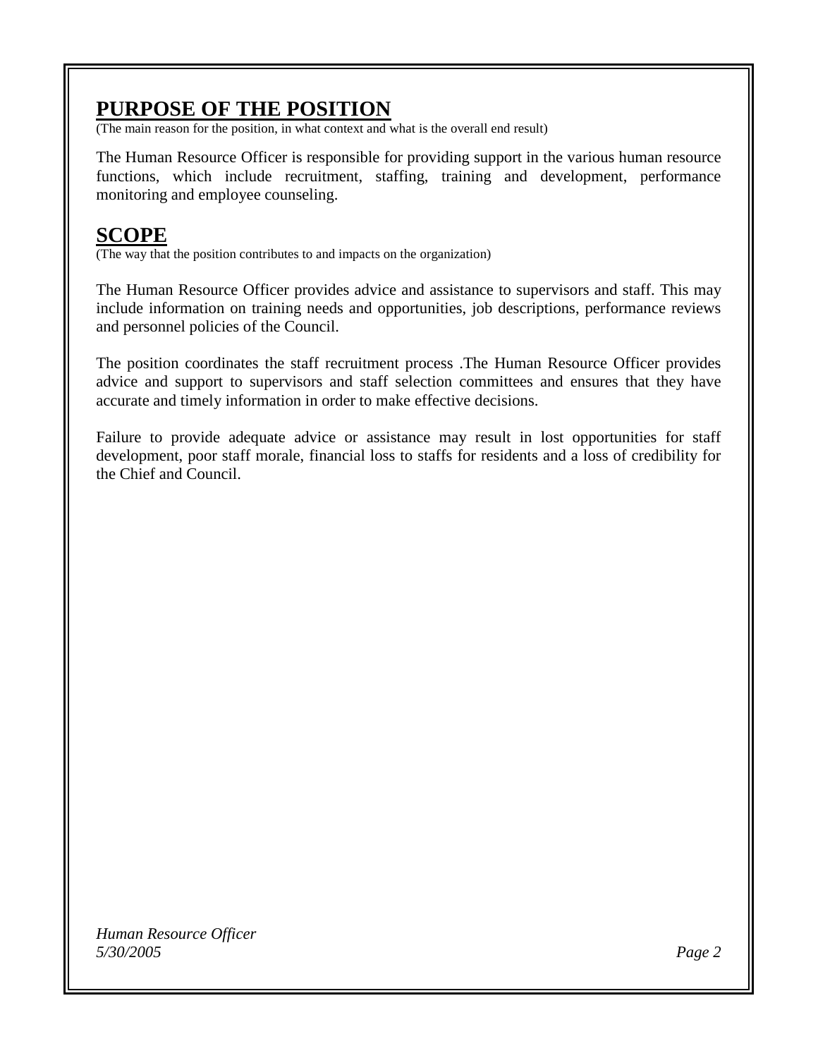## PURPOSE OF THE POSITION

(The main reason for the position, in what context and what is the overall end result)

The Human Resource Officer is responsible for providing support in the various human resource functions, which include recruitment, staffing, training and development, performance monitoring and employee counseling.

## SCOPE

(The way that the position contributes to and impacts on the organization)

The Human Resource Officer provides advice and assistance to supervisors and staff. This may include information on training needs and opportunities, job descriptions, performance reviews and personnel policies of the Council.

The position coordinates the staff recruitment process .The Human Resource Officer provides advice and support to supervisors and staff selection committees and ensures that they have accurate and timely information in order to make effective decisions.

Failure to provide adequate advice or assistance may result in lost opportunities for staff development, poor staff morale, financial loss to staffs for residents and a loss of credibility for the Chief and Council.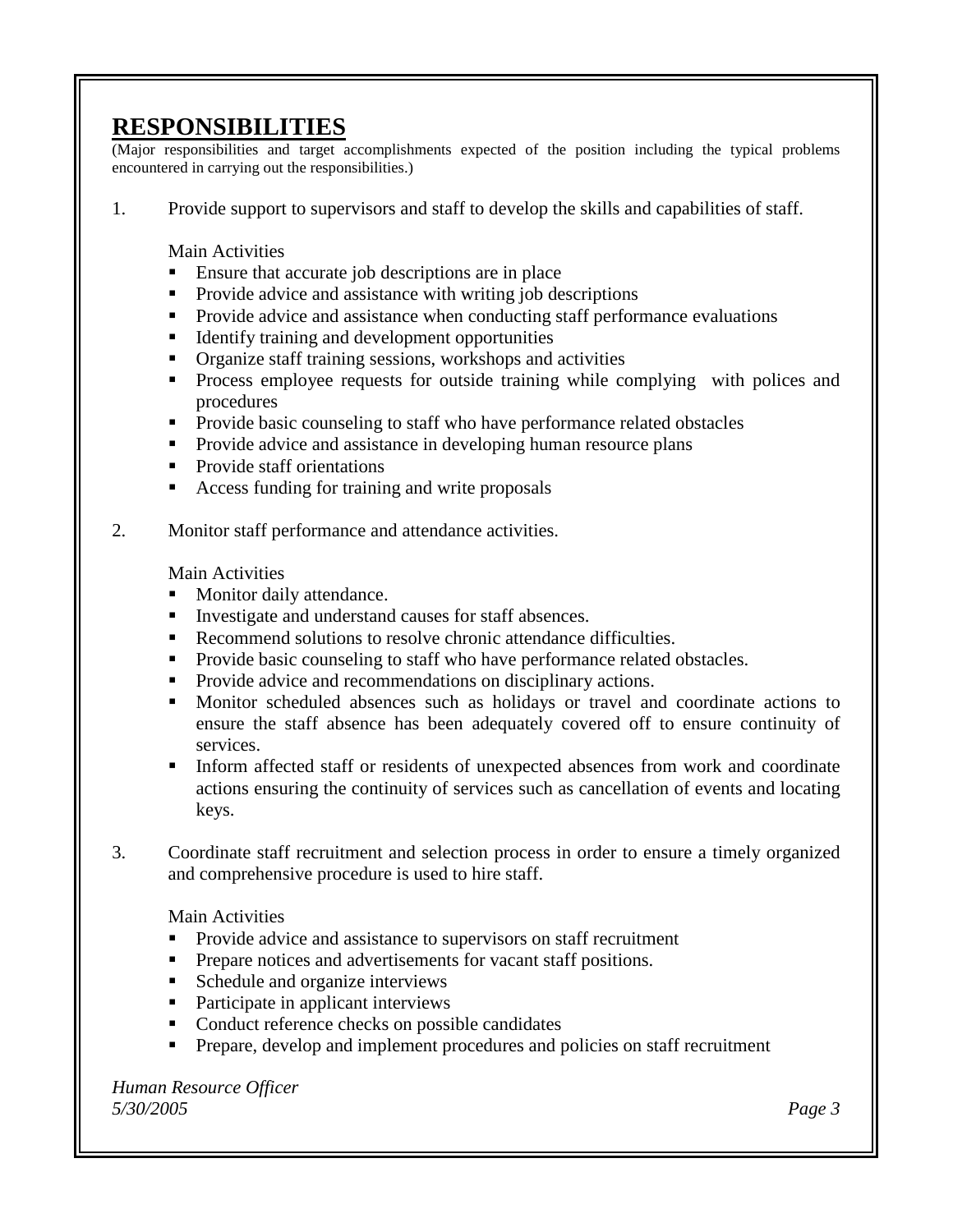## RESPONSIBILITIES

(Major responsibilities and target accomplishments expected of the position including the typical problems encountered in carrying out the responsibilities.)

1. Provide support to supervisors and staff to develop the skills and capabilities of staff.

   Main Activities
   - Ensure that accurate job descriptions are in place
   - Provide advice and assistance with writing job descriptions
   - Provide advice and assistance when conducting staff performance evaluations
   - Identify training and development opportunities
   - Organize staff training sessions, workshops and activities
   - Process employee requests for outside training while complying with polices and procedures
   - Provide basic counseling to staff who have performance related obstacles
   - Provide advice and assistance in developing human resource plans
   - Provide staff orientations
   - Access funding for training and write proposals

2. Monitor staff performance and attendance activities.

   Main Activities
   - Monitor daily attendance.
   - Investigate and understand causes for staff absences.
   - Recommend solutions to resolve chronic attendance difficulties.
   - Provide basic counseling to staff who have performance related obstacles.
   - Provide advice and recommendations on disciplinary actions.
   - Monitor scheduled absences such as holidays or travel and coordinate actions to ensure the staff absence has been adequately covered off to ensure continuity of services.
   - Inform affected staff or residents of unexpected absences from work and coordinate actions ensuring the continuity of services such as cancellation of events and locating keys.

3. Coordinate staff recruitment and selection process in order to ensure a timely organized and comprehensive procedure is used to hire staff.

   Main Activities
   - Provide advice and assistance to supervisors on staff recruitment
   - Prepare notices and advertisements for vacant staff positions.
   - Schedule and organize interviews
   - Participate in applicant interviews
   - Conduct reference checks on possible candidates
   - Prepare, develop and implement procedures and policies on staff recruitment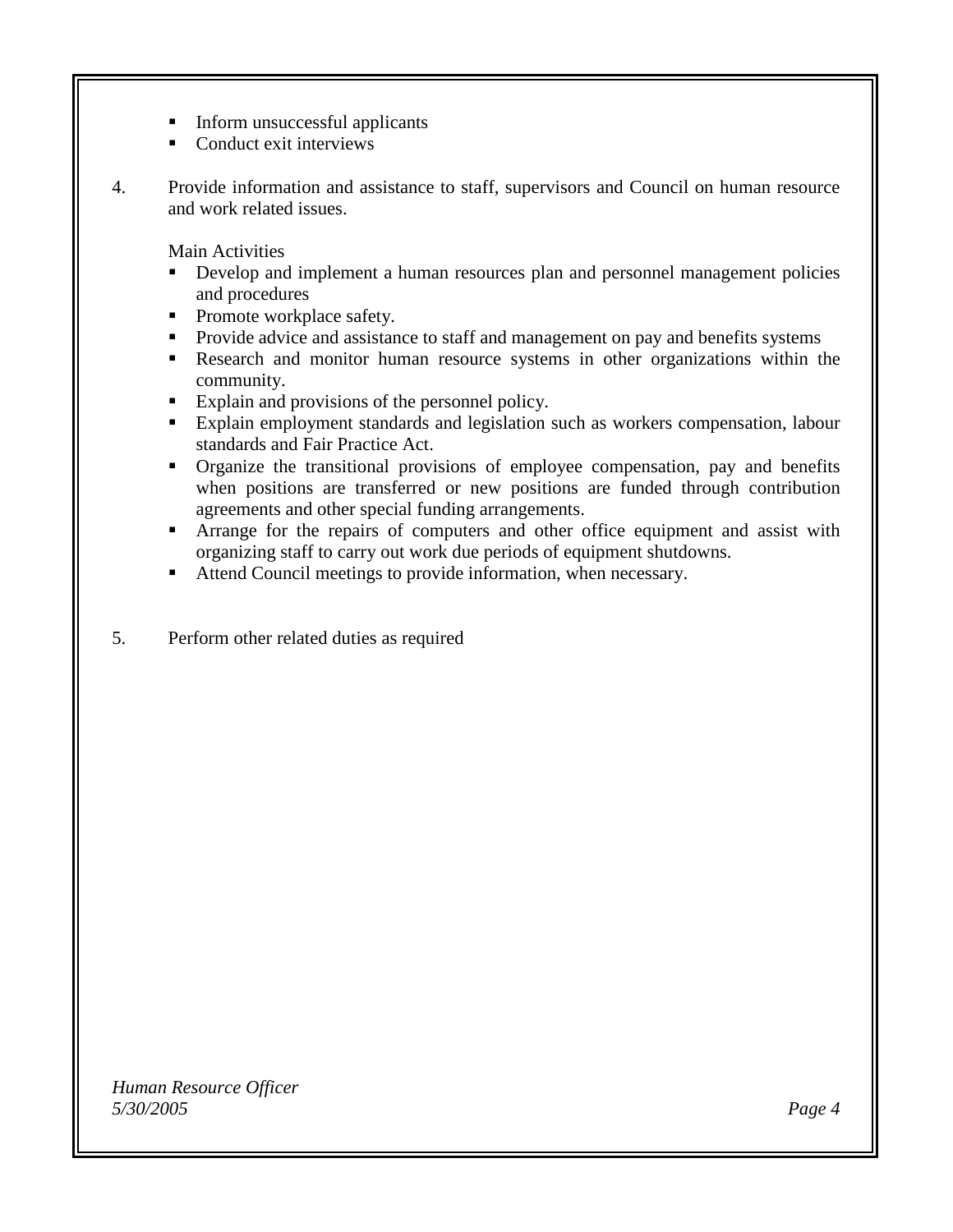- Inform unsuccessful applicants
- Conduct exit interviews

4. Provide information and assistance to staff, supervisors and Council on human resource and work related issues.

   Main Activities

   - Develop and implement a human resources plan and personnel management policies and procedures
   - Promote workplace safety.
   - Provide advice and assistance to staff and management on pay and benefits systems
   - Research and monitor human resource systems in other organizations within the community.
   - Explain and provisions of the personnel policy.
   - Explain employment standards and legislation such as workers compensation, labour standards and Fair Practice Act.
   - Organize the transitional provisions of employee compensation, pay and benefits when positions are transferred or new positions are funded through contribution agreements and other special funding arrangements.
   - Arrange for the repairs of computers and other office equipment and assist with organizing staff to carry out work due periods of equipment shutdowns.
   - Attend Council meetings to provide information, when necessary.

5. Perform other related duties as required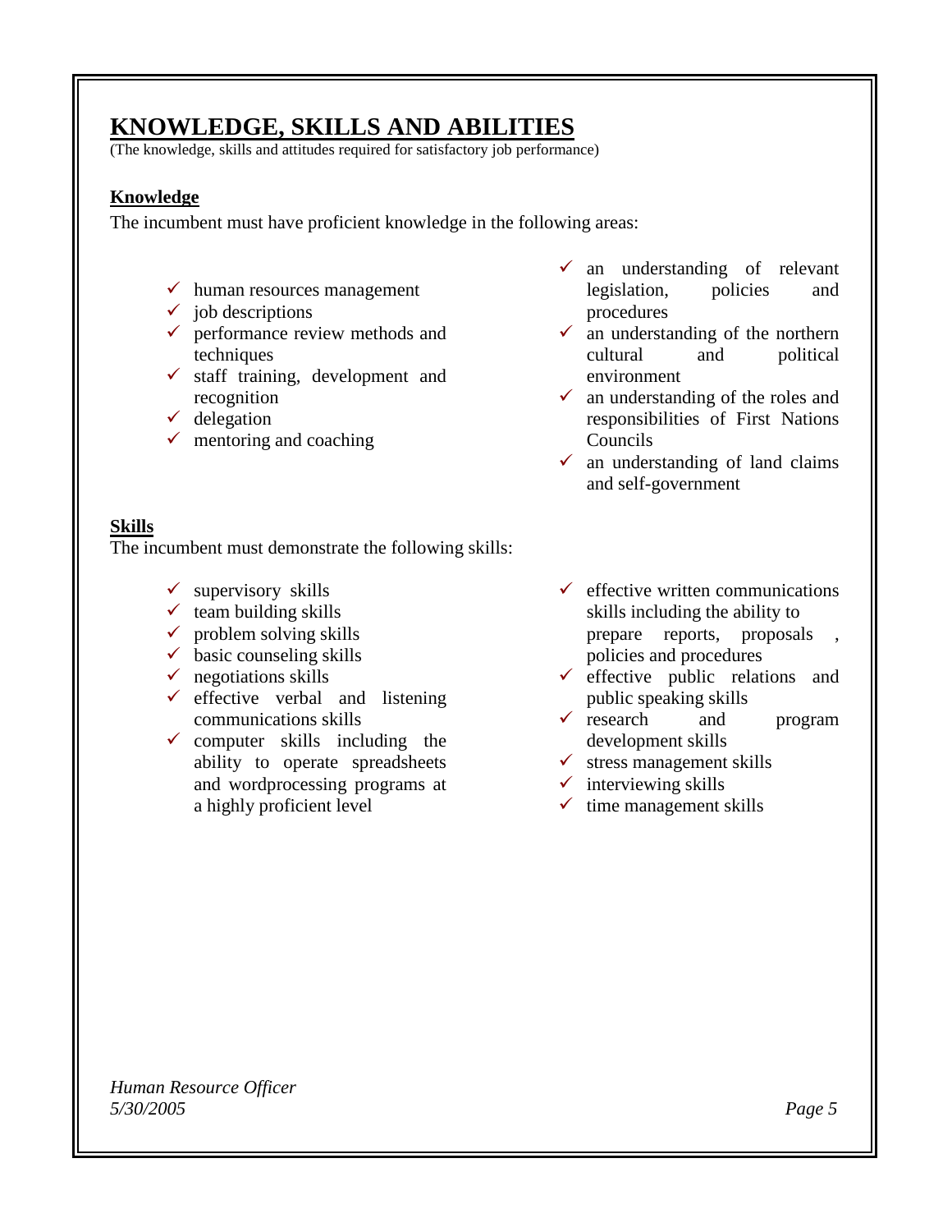# KNOWLEDGE, SKILLS AND ABILITIES

(The knowledge, skills and attitudes required for satisfactory job performance)

## Knowledge

The incumbent must have proficient knowledge in the following areas:

- ✓ human resources management
- ✓ job descriptions
- ✓ performance review methods and techniques
- ✓ staff training, development and recognition
- ✓ delegation
- ✓ mentoring and coaching
- ✓ an understanding of relevant legislation, policies and procedures
- ✓ an understanding of the northern cultural and political environment
- ✓ an understanding of the roles and responsibilities of First Nations Councils
- ✓ an understanding of land claims and self-government

## Skills

The incumbent must demonstrate the following skills:

- ✓ supervisory skills
- ✓ team building skills
- ✓ problem solving skills
- ✓ basic counseling skills
- ✓ negotiations skills
- ✓ effective verbal and listening communications skills
- ✓ computer skills including the ability to operate spreadsheets and wordprocessing programs at a highly proficient level
- ✓ effective written communications skills including the ability to prepare reports, proposals , policies and procedures
- ✓ effective public relations and public speaking skills
- ✓ research and program development skills
- ✓ stress management skills
- ✓ interviewing skills
- ✓ time management skills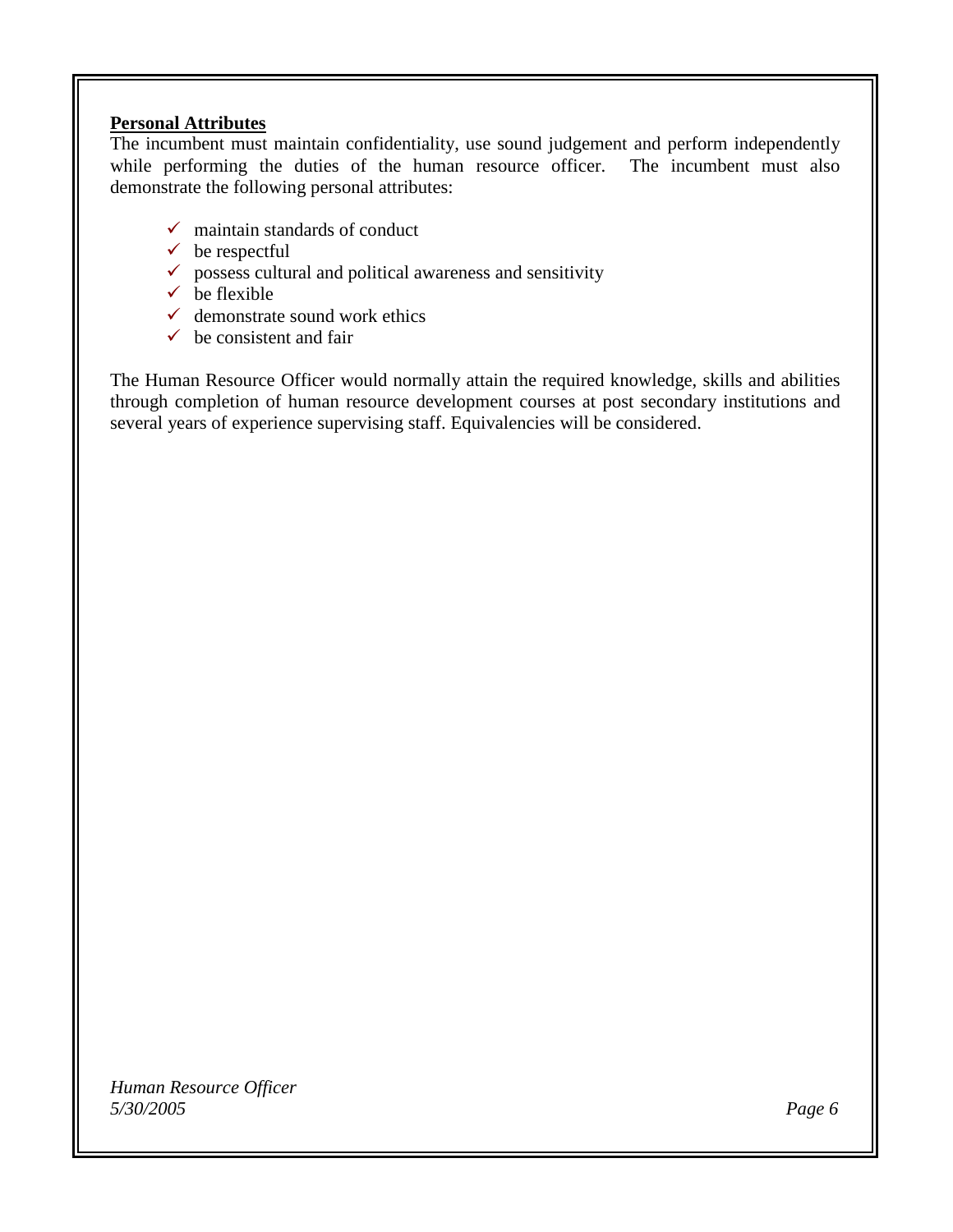## Personal Attributes

The incumbent must maintain confidentiality, use sound judgement and perform independently while performing the duties of the human resource officer. The incumbent must also demonstrate the following personal attributes:

- ✓ maintain standards of conduct
- ✓ be respectful
- ✓ possess cultural and political awareness and sensitivity
- ✓ be flexible
- ✓ demonstrate sound work ethics
- ✓ be consistent and fair

The Human Resource Officer would normally attain the required knowledge, skills and abilities through completion of human resource development courses at post secondary institutions and several years of experience supervising staff. Equivalencies will be considered.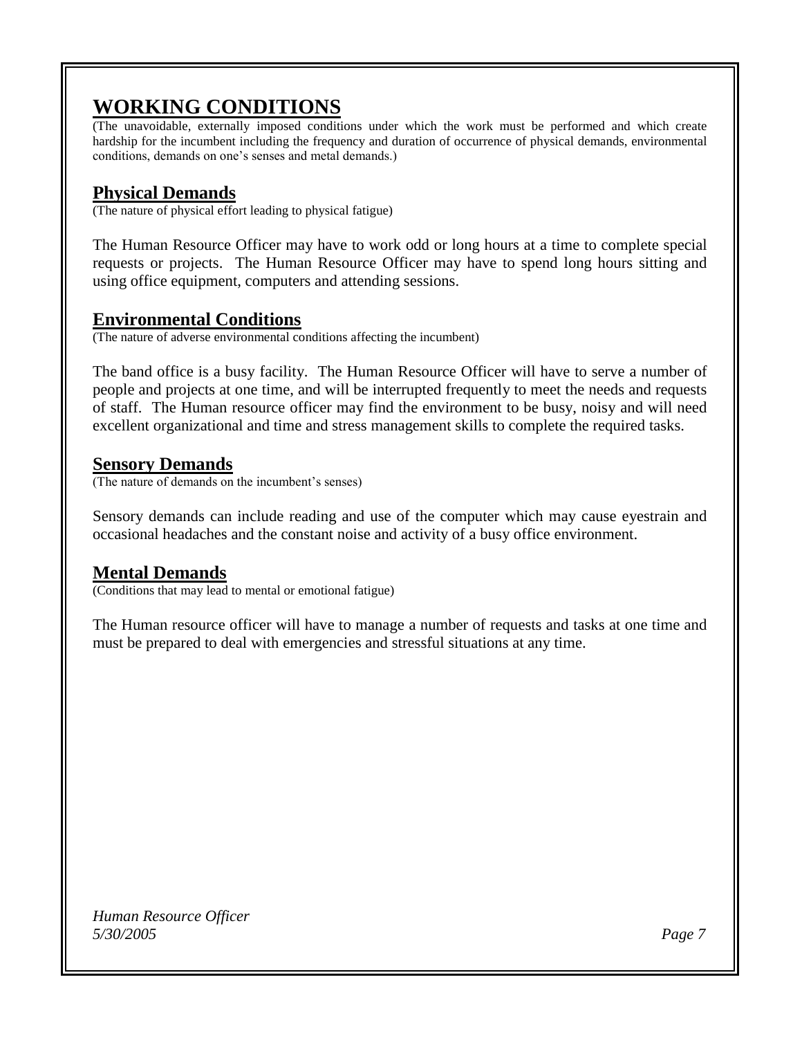# WORKING CONDITIONS

(The unavoidable, externally imposed conditions under which the work must be performed and which create hardship for the incumbent including the frequency and duration of occurrence of physical demands, environmental conditions, demands on one's senses and metal demands.)

## Physical Demands

(The nature of physical effort leading to physical fatigue)

The Human Resource Officer may have to work odd or long hours at a time to complete special requests or projects. The Human Resource Officer may have to spend long hours sitting and using office equipment, computers and attending sessions.

## Environmental Conditions

(The nature of adverse environmental conditions affecting the incumbent)

The band office is a busy facility. The Human Resource Officer will have to serve a number of people and projects at one time, and will be interrupted frequently to meet the needs and requests of staff. The Human resource officer may find the environment to be busy, noisy and will need excellent organizational and time and stress management skills to complete the required tasks.

## Sensory Demands

(The nature of demands on the incumbent's senses)

Sensory demands can include reading and use of the computer which may cause eyestrain and occasional headaches and the constant noise and activity of a busy office environment.

## Mental Demands

(Conditions that may lead to mental or emotional fatigue)

The Human resource officer will have to manage a number of requests and tasks at one time and must be prepared to deal with emergencies and stressful situations at any time.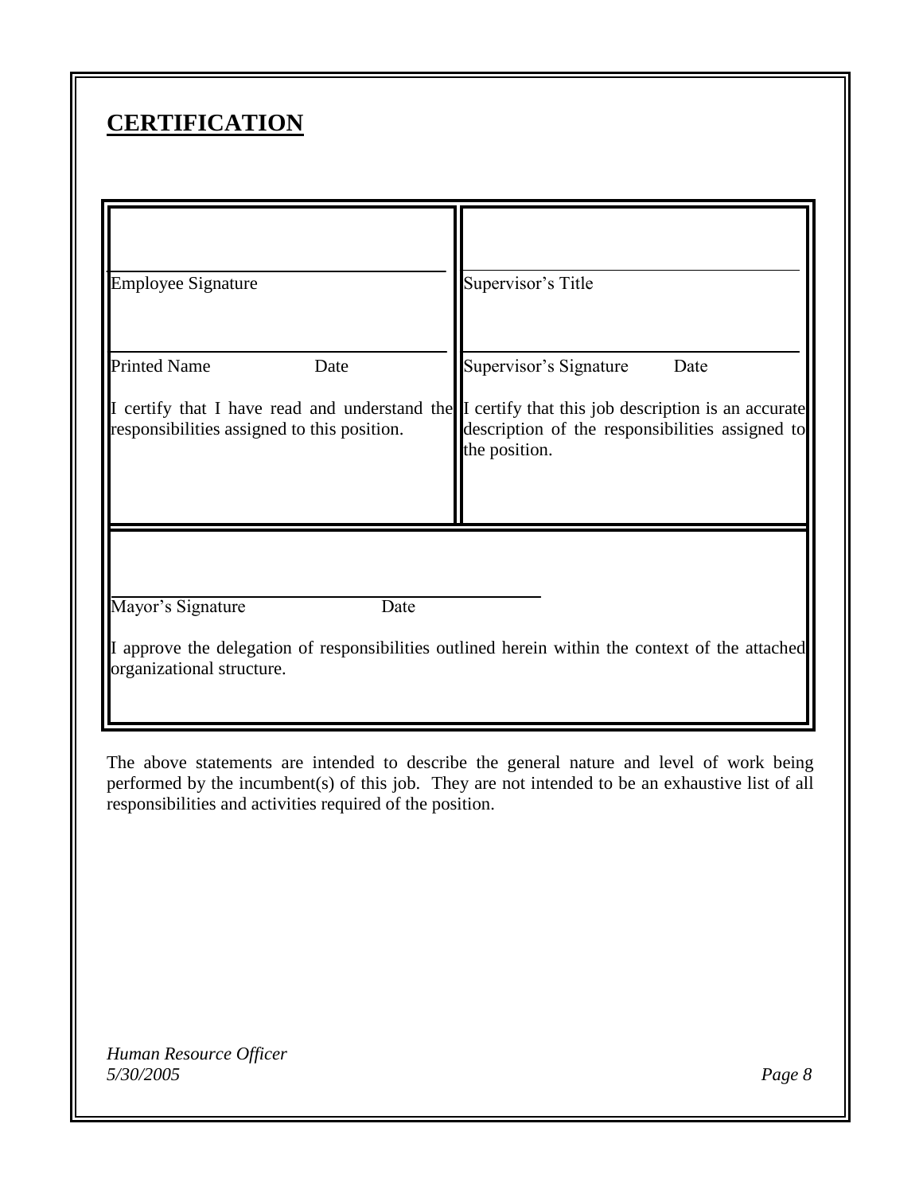# CERTIFICATION

| | |
|---|---|
| Employee Signature | Supervisor's Title |
| Printed Name Date | Supervisor's Signature Date |
| I certify that I have read and understand the responsibilities assigned to this position. | I certify that this job description is an accurate description of the responsibilities assigned to the position. |

Mayor's Signature Date

I approve the delegation of responsibilities outlined herein within the context of the attached organizational structure.

The above statements are intended to describe the general nature and level of work being performed by the incumbent(s) of this job. They are not intended to be an exhaustive list of all responsibilities and activities required of the position.